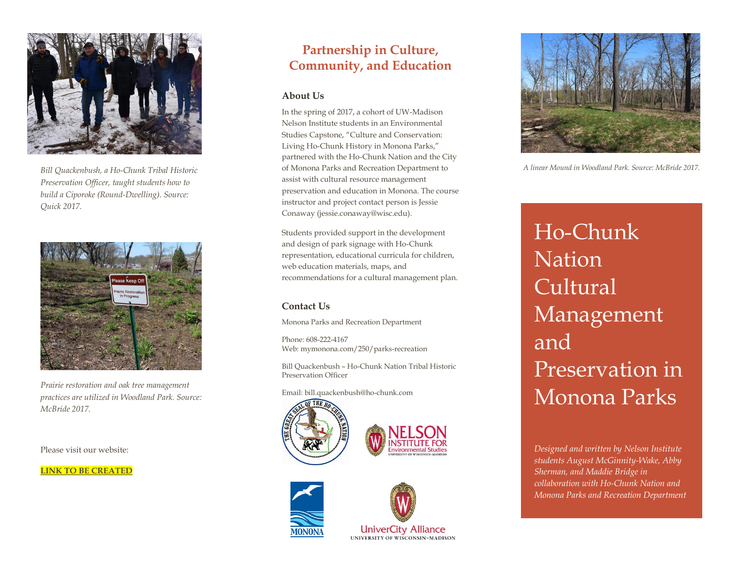*Bill Quackenbush, a Ho-Chunk Tribal Historic Preservation Officer, taught students how to build a Ciporoke (Round-Dwelling). Source: Quick 2017.*

*Prairie restoration and oak tree management practices are utilized in Woodland Park. Source: McBride 2017.*

Please visit our website:

**LINK TO BE CREATED**

## Partnership in Culture, Community, and Education

### About Us

In the spring of 2017, a cohort of UW-Madison Nelson Institute students in an Environmental Studies Capstone, "Culture and Conservation: Living Ho-Chunk History in Monona Parks," partnered with the Ho-Chunk Nation and the City of Monona Parks and Recreation Department to assist with cultural resource management preservation and education in Monona. The course instructor and project contact person is Jessie Conaway (jessie.conaway@wisc.edu).

Students provided support in the development and design of park signage with Ho-Chunk representation, educational curricula for children, web education materials, maps, and recommendations for a cultural management plan.

### Contact Us

Monona Parks and Recreation Department

Phone: 608-222-4167
Web: mymonona.com/250/parks-recreation

Bill Quackenbush – Ho-Chunk Nation Tribal Historic Preservation Officer

Email: bill.quackenbush@ho-chunk.com

*A linear Mound in Woodland Park. Source: McBride 2017.*

# Ho-Chunk Nation Cultural Management and Preservation in Monona Parks

*Designed and written by Nelson Institute students August McGinnity-Wake, Abby Sherman, and Maddie Bridge in collaboration with Ho-Chunk Nation and Monona Parks and Recreation Department*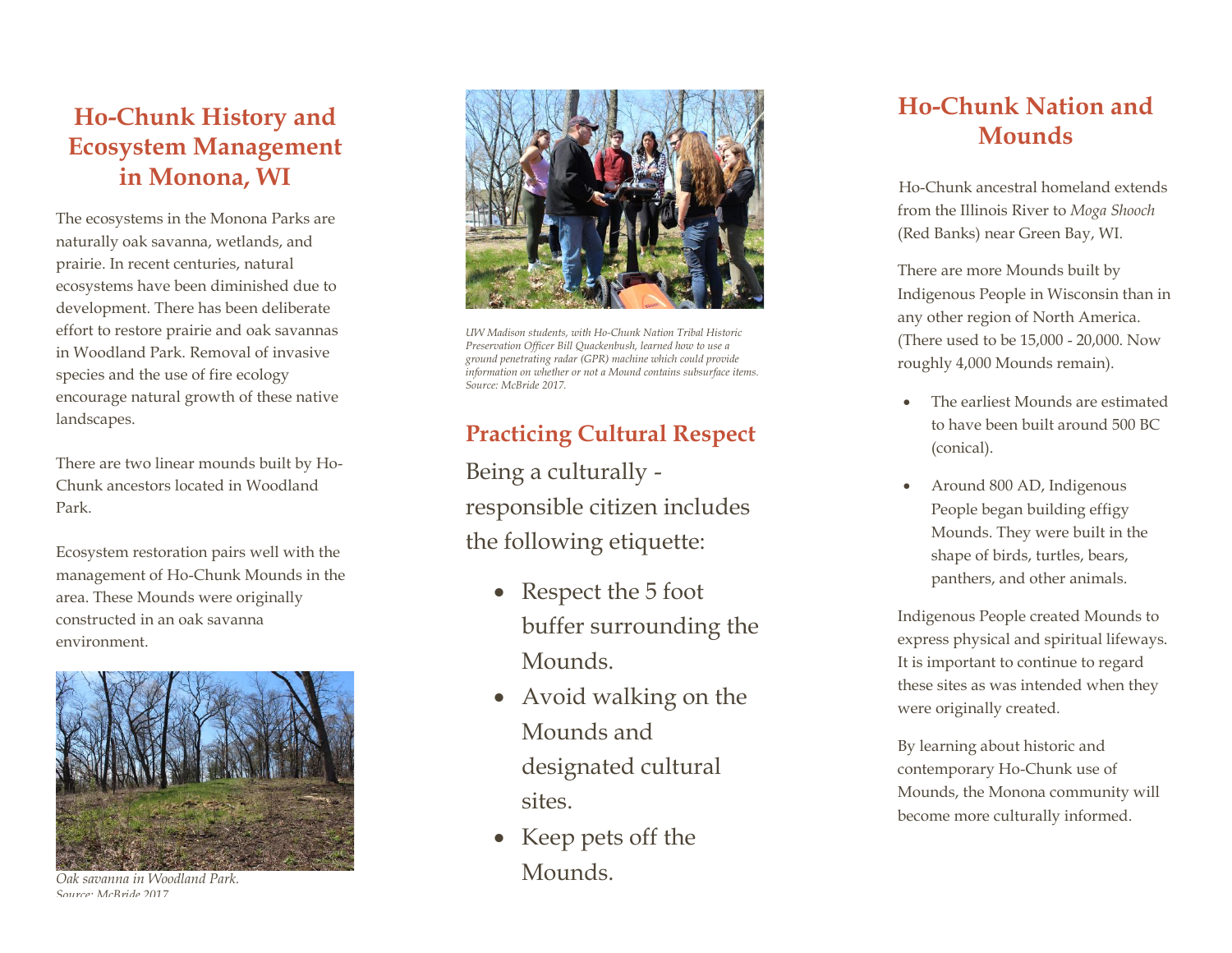# Ho-Chunk History and Ecosystem Management in Monona, WI

The ecosystems in the Monona Parks are naturally oak savanna, wetlands, and prairie. In recent centuries, natural ecosystems have been diminished due to development. There has been deliberate effort to restore prairie and oak savannas in Woodland Park. Removal of invasive species and the use of fire ecology encourage natural growth of these native landscapes.

There are two linear mounds built by Ho-Chunk ancestors located in Woodland Park.

Ecosystem restoration pairs well with the management of Ho-Chunk Mounds in the area. These Mounds were originally constructed in an oak savanna environment.

*Oak savanna in Woodland Park. Source: McBride 2017.*

*UW Madison students, with Ho-Chunk Nation Tribal Historic Preservation Officer Bill Quackenbush, learned how to use a ground penetrating radar (GPR) machine which could provide information on whether or not a Mound contains subsurface items. Source: McBride 2017.*

## Practicing Cultural Respect

Being a culturally - responsible citizen includes the following etiquette:

- Respect the 5 foot buffer surrounding the Mounds.
- Avoid walking on the Mounds and designated cultural sites.
- Keep pets off the Mounds.

# Ho-Chunk Nation and Mounds

Ho-Chunk ancestral homeland extends from the Illinois River to *Moga Shooch* (Red Banks) near Green Bay, WI.

There are more Mounds built by Indigenous People in Wisconsin than in any other region of North America. (There used to be 15,000 - 20,000. Now roughly 4,000 Mounds remain).

- The earliest Mounds are estimated to have been built around 500 BC (conical).
- Around 800 AD, Indigenous People began building effigy Mounds. They were built in the shape of birds, turtles, bears, panthers, and other animals.

Indigenous People created Mounds to express physical and spiritual lifeways. It is important to continue to regard these sites as was intended when they were originally created.

By learning about historic and contemporary Ho-Chunk use of Mounds, the Monona community will become more culturally informed.